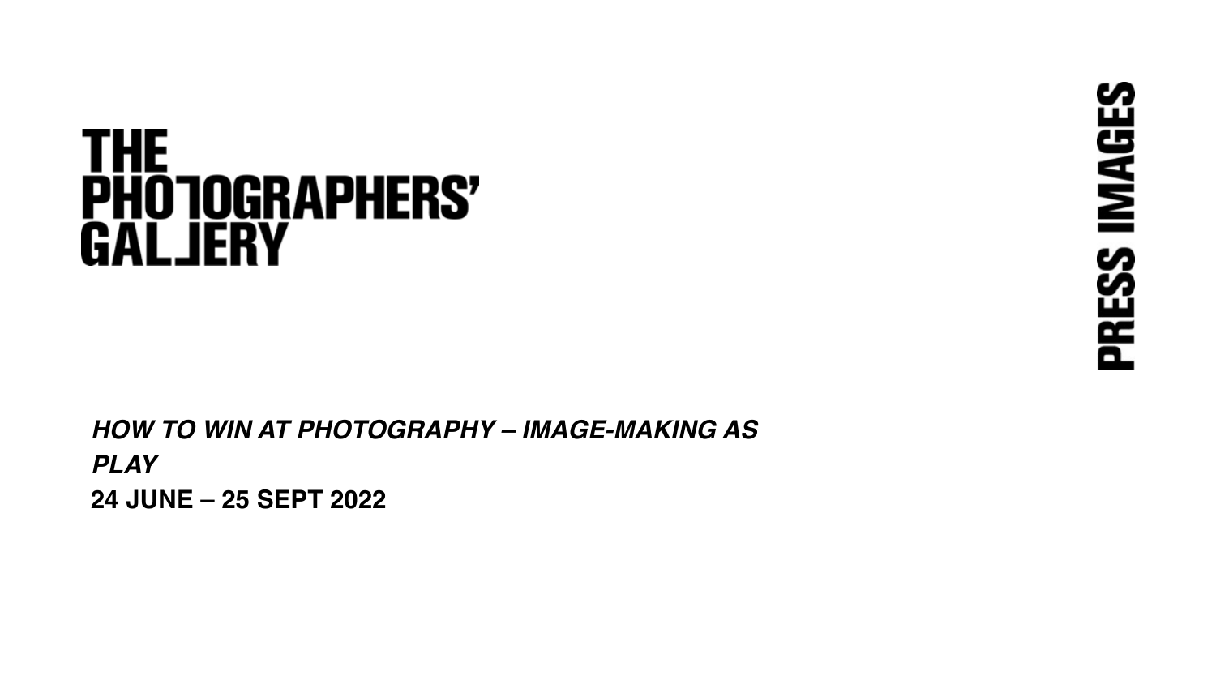# THE PHOTOGRAPHERS' GALLERY

# PRESS IMAGES

***HOW TO WIN AT PHOTOGRAPHY – IMAGE-MAKING AS PLAY***

**24 JUNE – 25 SEPT 2022**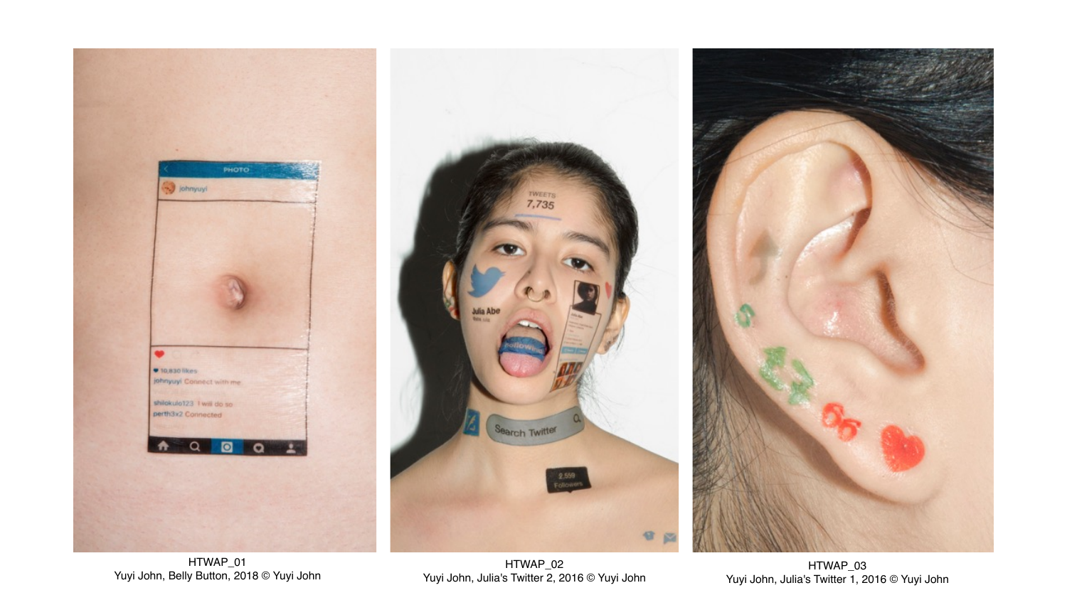HTWAP_01
Yuyi John, Belly Button, 2018 © Yuyi John

HTWAP_02
Yuyi John, Julia's Twitter 2, 2016 © Yuyi John

HTWAP_03
Yuyi John, Julia's Twitter 1, 2016 © Yuyi John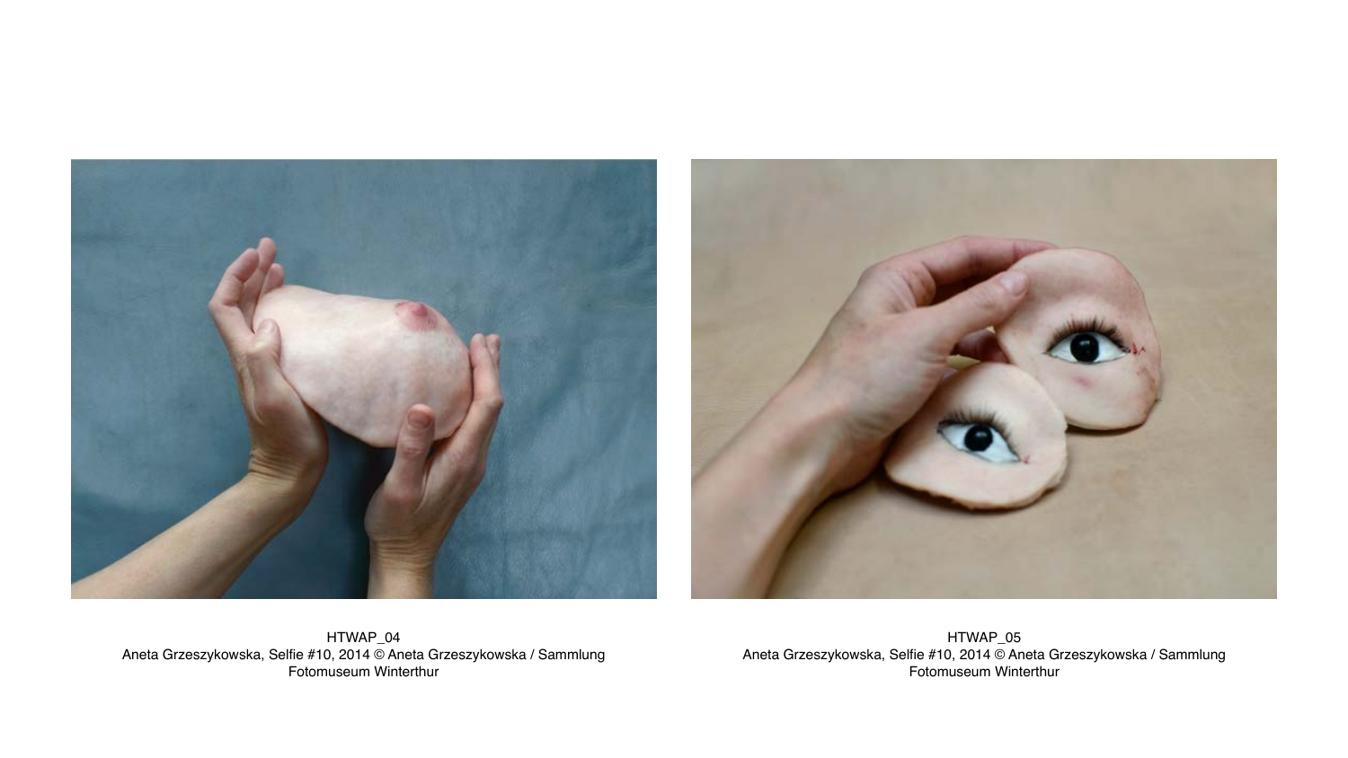HTWAP_04
Aneta Grzeszykowska, Selfie #10, 2014 © Aneta Grzeszykowska / Sammlung Fotomuseum Winterthur

HTWAP_05
Aneta Grzeszykowska, Selfie #10, 2014 © Aneta Grzeszykowska / Sammlung Fotomuseum Winterthur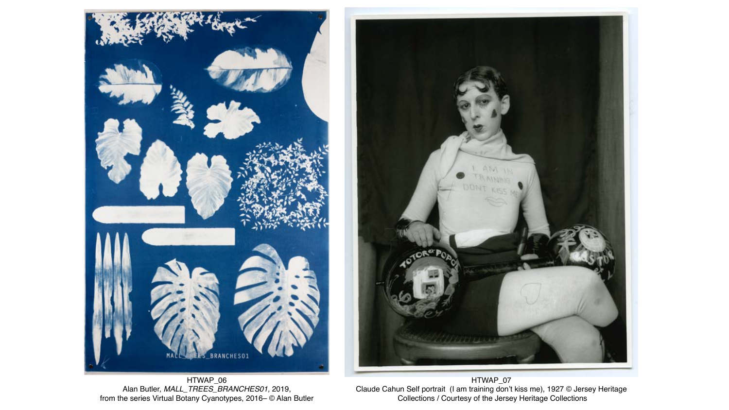HTWAP_06
Alan Butler, *MALL_TREES_BRANCHES01*, 2019,
from the series Virtual Botany Cyanotypes, 2016– © Alan Butler

HTWAP_07
Claude Cahun Self portrait (I am training don't kiss me), 1927 © Jersey Heritage Collections / Courtesy of the Jersey Heritage Collections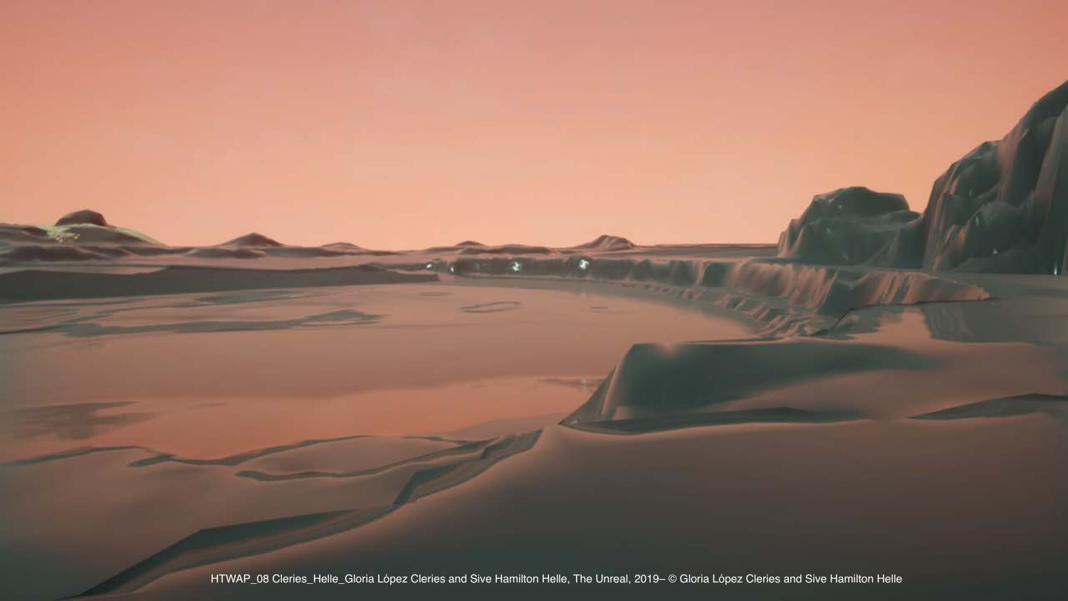HTWAP_08 Cleries_Helle_Gloria López Cleries and Sive Hamilton Helle, The Unreal, 2019– © Gloria López Cleries and Sive Hamilton Helle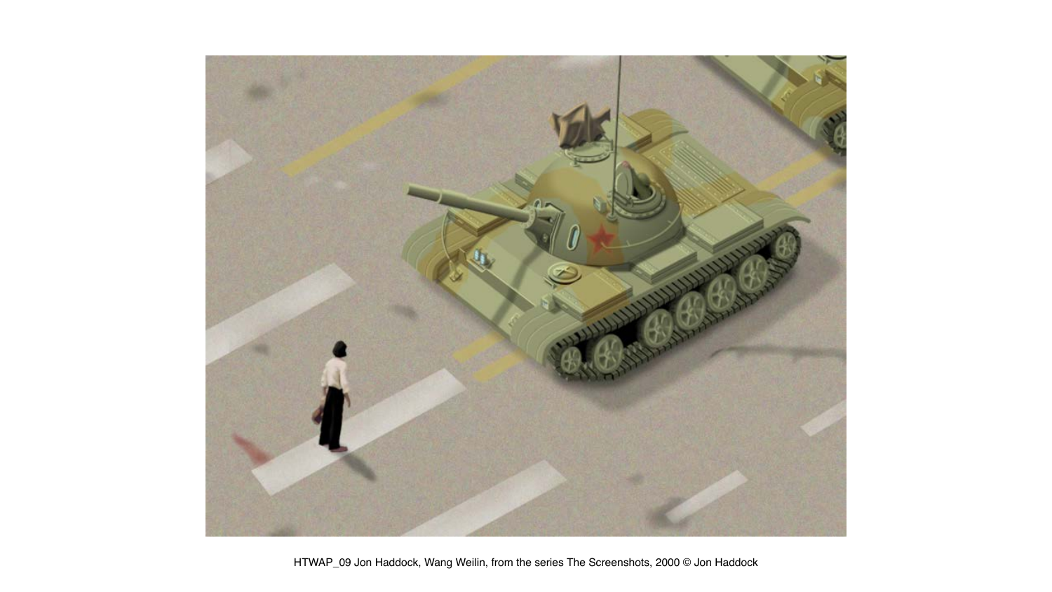HTWAP_09 Jon Haddock, Wang Weilin, from the series The Screenshots, 2000 © Jon Haddock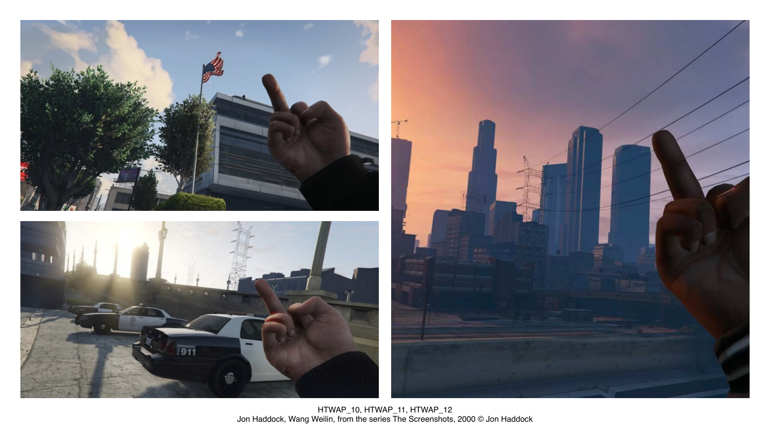HTWAP_10, HTWAP_11, HTWAP_12
Jon Haddock, Wang Weilin, from the series The Screenshots, 2000 © Jon Haddock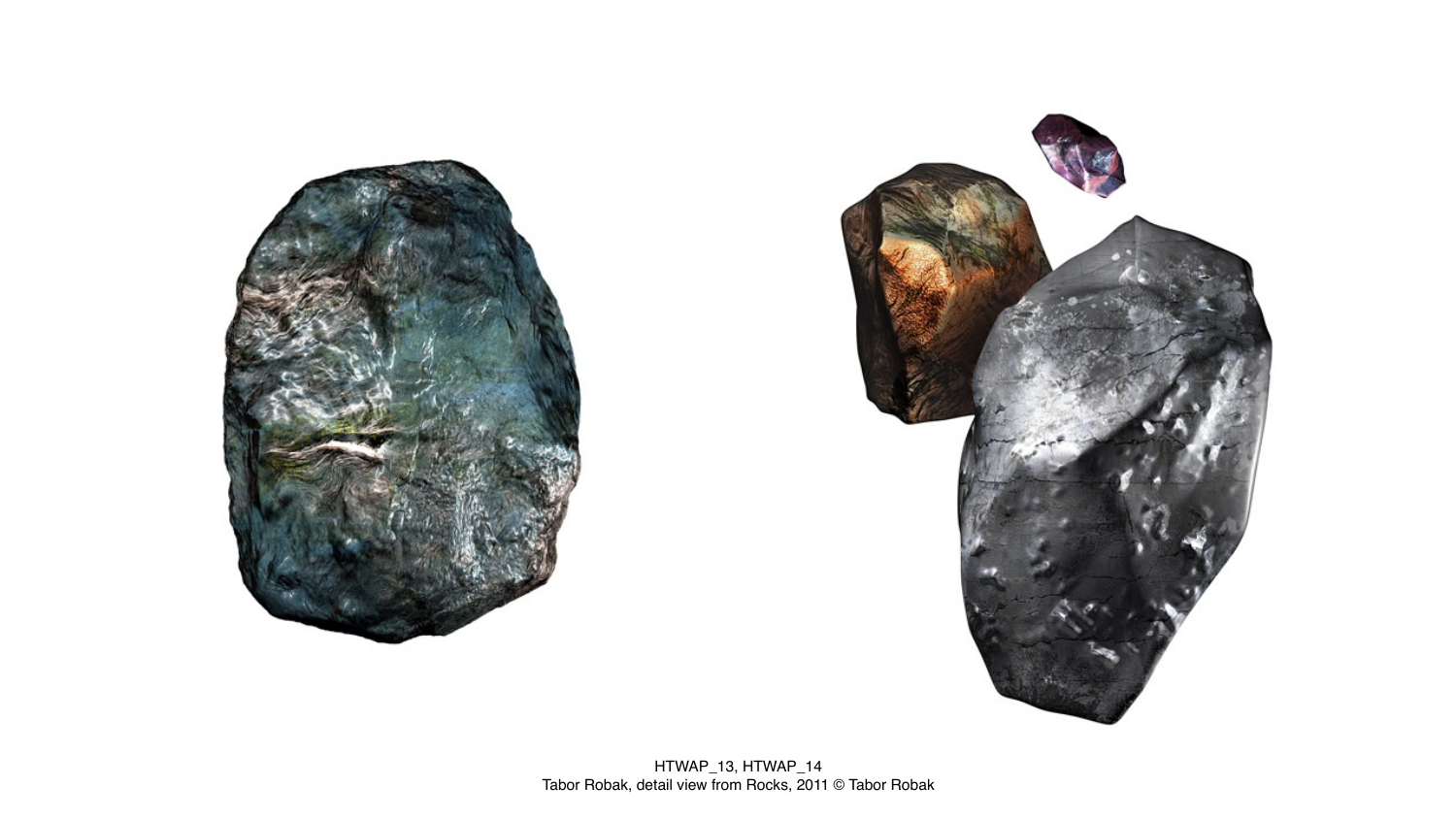HTWAP_13, HTWAP_14
Tabor Robak, detail view from Rocks, 2011 © Tabor Robak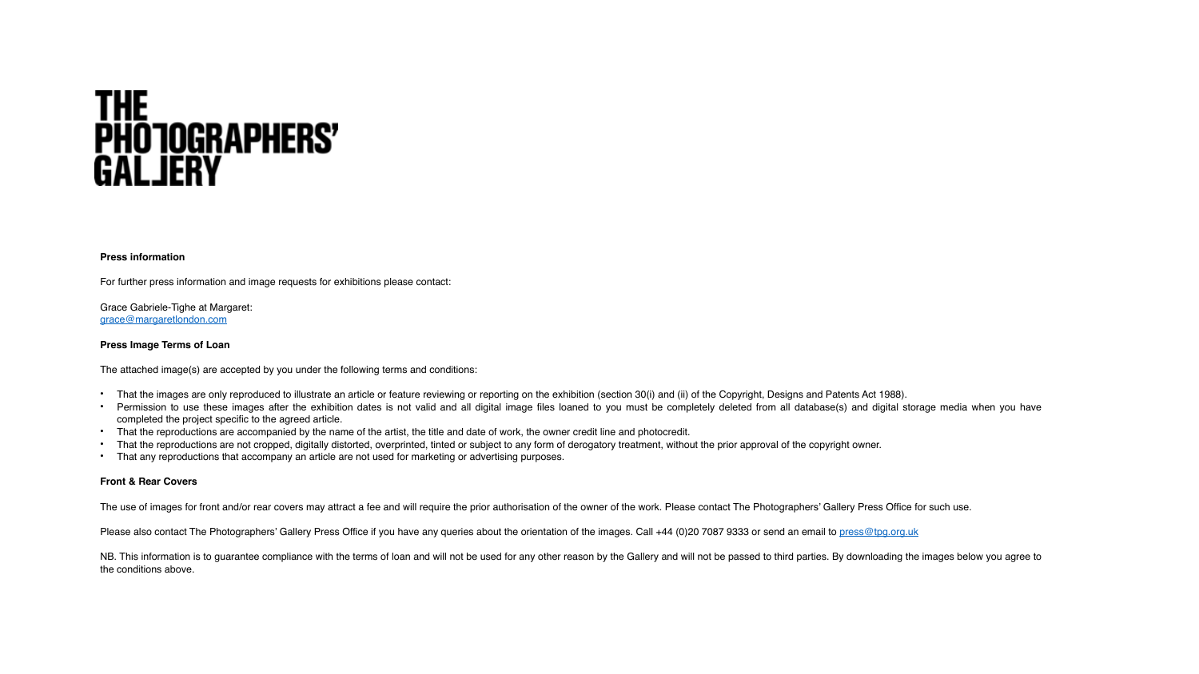**THE PHOTOGRAPHERS' GALLERY**

**Press information**

For further press information and image requests for exhibitions please contact:

Grace Gabriele-Tighe at Margaret:
grace@margaretlondon.com

**Press Image Terms of Loan**

The attached image(s) are accepted by you under the following terms and conditions:

- That the images are only reproduced to illustrate an article or feature reviewing or reporting on the exhibition (section 30(i) and (ii) of the Copyright, Designs and Patents Act 1988).
- Permission to use these images after the exhibition dates is not valid and all digital image files loaned to you must be completely deleted from all database(s) and digital storage media when you have completed the project specific to the agreed article.
- That the reproductions are accompanied by the name of the artist, the title and date of work, the owner credit line and photocredit.
- That the reproductions are not cropped, digitally distorted, overprinted, tinted or subject to any form of derogatory treatment, without the prior approval of the copyright owner.
- That any reproductions that accompany an article are not used for marketing or advertising purposes.

**Front & Rear Covers**

The use of images for front and/or rear covers may attract a fee and will require the prior authorisation of the owner of the work. Please contact The Photographers' Gallery Press Office for such use.

Please also contact The Photographers' Gallery Press Office if you have any queries about the orientation of the images. Call +44 (0)20 7087 9333 or send an email to press@tpg.org.uk

NB. This information is to guarantee compliance with the terms of loan and will not be used for any other reason by the Gallery and will not be passed to third parties. By downloading the images below you agree to the conditions above.